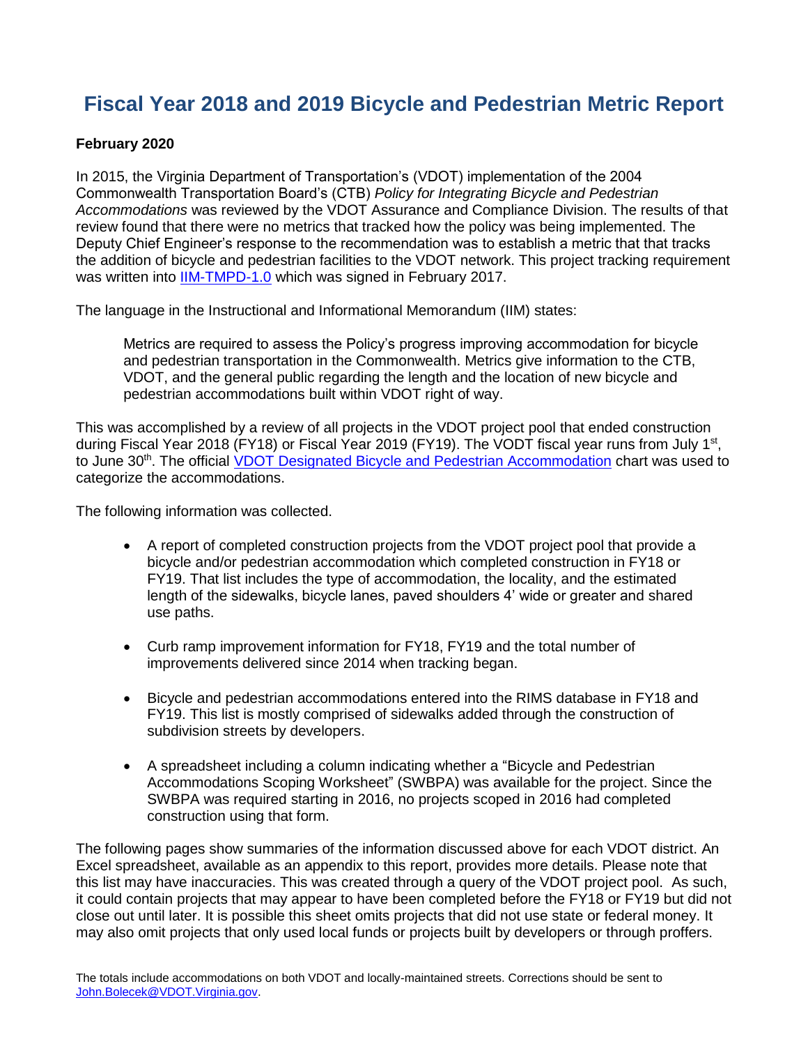# Fiscal Year 2018 and 2019 Bicycle and Pedestrian Metric Report

**February 2020**

In 2015, the Virginia Department of Transportation's (VDOT) implementation of the 2004 Commonwealth Transportation Board's (CTB) *Policy for Integrating Bicycle and Pedestrian Accommodations* was reviewed by the VDOT Assurance and Compliance Division. The results of that review found that there were no metrics that tracked how the policy was being implemented. The Deputy Chief Engineer's response to the recommendation was to establish a metric that that tracks the addition of bicycle and pedestrian facilities to the VDOT network. This project tracking requirement was written into IIM-TMPD-1.0 which was signed in February 2017.

The language in the Instructional and Informational Memorandum (IIM) states:

> Metrics are required to assess the Policy's progress improving accommodation for bicycle and pedestrian transportation in the Commonwealth. Metrics give information to the CTB, VDOT, and the general public regarding the length and the location of new bicycle and pedestrian accommodations built within VDOT right of way.

This was accomplished by a review of all projects in the VDOT project pool that ended construction during Fiscal Year 2018 (FY18) or Fiscal Year 2019 (FY19). The VODT fiscal year runs from July 1st, to June 30th. The official VDOT Designated Bicycle and Pedestrian Accommodation chart was used to categorize the accommodations.

The following information was collected.

- A report of completed construction projects from the VDOT project pool that provide a bicycle and/or pedestrian accommodation which completed construction in FY18 or FY19. That list includes the type of accommodation, the locality, and the estimated length of the sidewalks, bicycle lanes, paved shoulders 4' wide or greater and shared use paths.

- Curb ramp improvement information for FY18, FY19 and the total number of improvements delivered since 2014 when tracking began.

- Bicycle and pedestrian accommodations entered into the RIMS database in FY18 and FY19. This list is mostly comprised of sidewalks added through the construction of subdivision streets by developers.

- A spreadsheet including a column indicating whether a "Bicycle and Pedestrian Accommodations Scoping Worksheet" (SWBPA) was available for the project. Since the SWBPA was required starting in 2016, no projects scoped in 2016 had completed construction using that form.

The following pages show summaries of the information discussed above for each VDOT district. An Excel spreadsheet, available as an appendix to this report, provides more details. Please note that this list may have inaccuracies. This was created through a query of the VDOT project pool. As such, it could contain projects that may appear to have been completed before the FY18 or FY19 but did not close out until later. It is possible this sheet omits projects that did not use state or federal money. It may also omit projects that only used local funds or projects built by developers or through proffers.

The totals include accommodations on both VDOT and locally-maintained streets. Corrections should be sent to John.Bolecek@VDOT.Virginia.gov.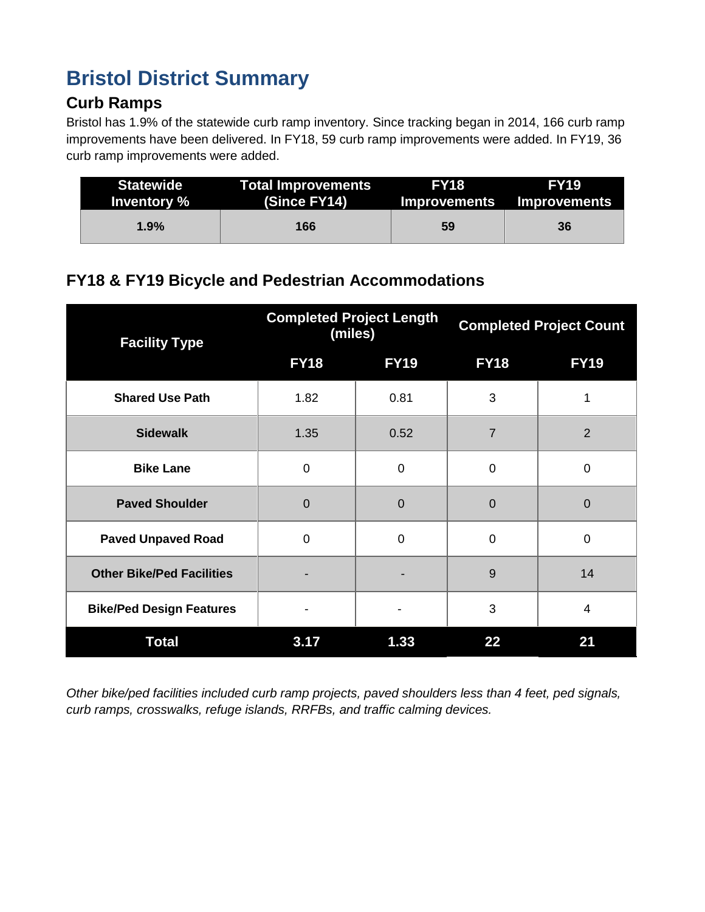# Bristol District Summary

## Curb Ramps

Bristol has 1.9% of the statewide curb ramp inventory. Since tracking began in 2014, 166 curb ramp improvements have been delivered. In FY18, 59 curb ramp improvements were added. In FY19, 36 curb ramp improvements were added.

| Statewide Inventory % | Total Improvements (Since FY14) | FY18 Improvements | FY19 Improvements |
|---|---|---|---|
| 1.9% | 166 | 59 | 36 |

## FY18 & FY19 Bicycle and Pedestrian Accommodations

| Facility Type | Completed Project Length (miles) | | Completed Project Count | |
|---|---|---|---|---|
| | FY18 | FY19 | FY18 | FY19 |
| Shared Use Path | 1.82 | 0.81 | 3 | 1 |
| Sidewalk | 1.35 | 0.52 | 7 | 2 |
| Bike Lane | 0 | 0 | 0 | 0 |
| Paved Shoulder | 0 | 0 | 0 | 0 |
| Paved Unpaved Road | 0 | 0 | 0 | 0 |
| Other Bike/Ped Facilities | - | - | 9 | 14 |
| Bike/Ped Design Features | - | - | 3 | 4 |
| **Total** | **3.17** | **1.33** | **22** | **21** |

*Other bike/ped facilities included curb ramp projects, paved shoulders less than 4 feet, ped signals, curb ramps, crosswalks, refuge islands, RRFBs, and traffic calming devices.*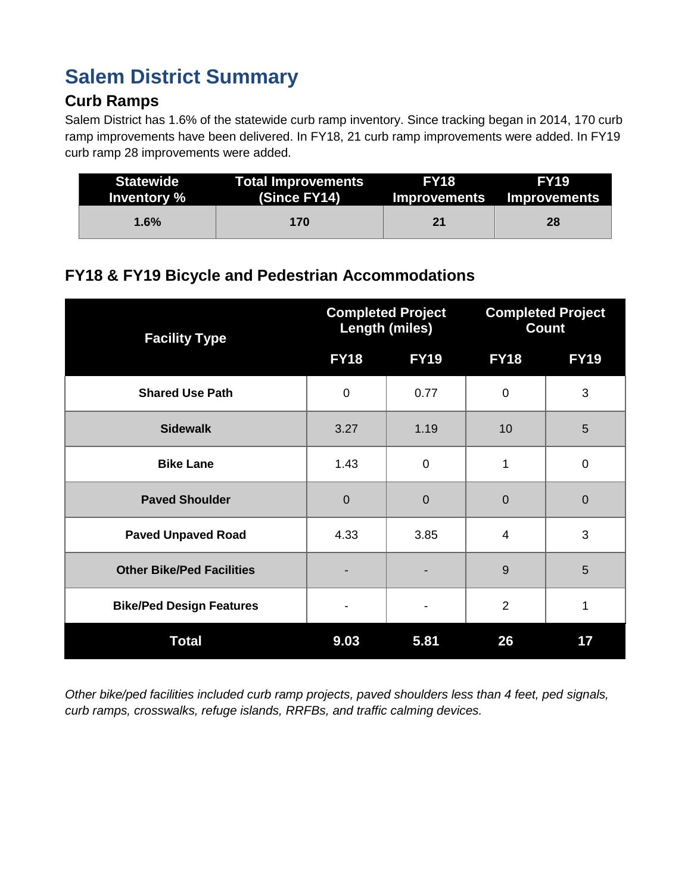# Salem District Summary

## Curb Ramps

Salem District has 1.6% of the statewide curb ramp inventory. Since tracking began in 2014, 170 curb ramp improvements have been delivered. In FY18, 21 curb ramp improvements were added. In FY19 curb ramp 28 improvements were added.

| Statewide Inventory % | Total Improvements (Since FY14) | FY18 Improvements | FY19 Improvements |
|---|---|---|---|
| 1.6% | 170 | 21 | 28 |

## FY18 & FY19 Bicycle and Pedestrian Accommodations

| Facility Type | Completed Project Length (miles) | | Completed Project Count | |
|---|---|---|---|---|
| | FY18 | FY19 | FY18 | FY19 |
| Shared Use Path | 0 | 0.77 | 0 | 3 |
| Sidewalk | 3.27 | 1.19 | 10 | 5 |
| Bike Lane | 1.43 | 0 | 1 | 0 |
| Paved Shoulder | 0 | 0 | 0 | 0 |
| Paved Unpaved Road | 4.33 | 3.85 | 4 | 3 |
| Other Bike/Ped Facilities | - | - | 9 | 5 |
| Bike/Ped Design Features | - | - | 2 | 1 |
| **Total** | **9.03** | **5.81** | **26** | **17** |

*Other bike/ped facilities included curb ramp projects, paved shoulders less than 4 feet, ped signals, curb ramps, crosswalks, refuge islands, RRFBs, and traffic calming devices.*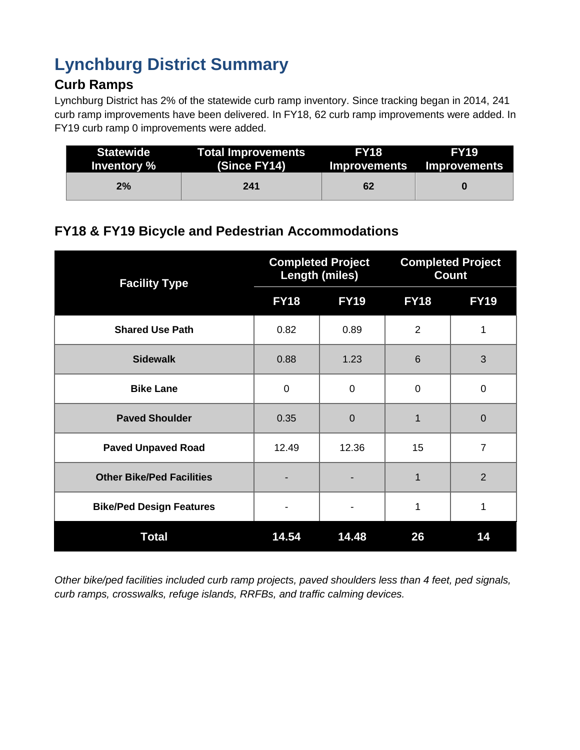# Lynchburg District Summary

## Curb Ramps

Lynchburg District has 2% of the statewide curb ramp inventory. Since tracking began in 2014, 241 curb ramp improvements have been delivered. In FY18, 62 curb ramp improvements were added. In FY19 curb ramp 0 improvements were added.

| Statewide Inventory % | Total Improvements (Since FY14) | FY18 Improvements | FY19 Improvements |
|---|---|---|---|
| **2%** | **241** | **62** | **0** |

## FY18 & FY19 Bicycle and Pedestrian Accommodations

| Facility Type | Completed Project Length (miles) | | Completed Project Count | |
|---|---|---|---|---|
| | FY18 | FY19 | FY18 | FY19 |
| **Shared Use Path** | 0.82 | 0.89 | 2 | 1 |
| **Sidewalk** | 0.88 | 1.23 | 6 | 3 |
| **Bike Lane** | 0 | 0 | 0 | 0 |
| **Paved Shoulder** | 0.35 | 0 | 1 | 0 |
| **Paved Unpaved Road** | 12.49 | 12.36 | 15 | 7 |
| **Other Bike/Ped Facilities** | - | - | 1 | 2 |
| **Bike/Ped Design Features** | - | - | 1 | 1 |
| **Total** | **14.54** | **14.48** | **26** | **14** |

*Other bike/ped facilities included curb ramp projects, paved shoulders less than 4 feet, ped signals, curb ramps, crosswalks, refuge islands, RRFBs, and traffic calming devices.*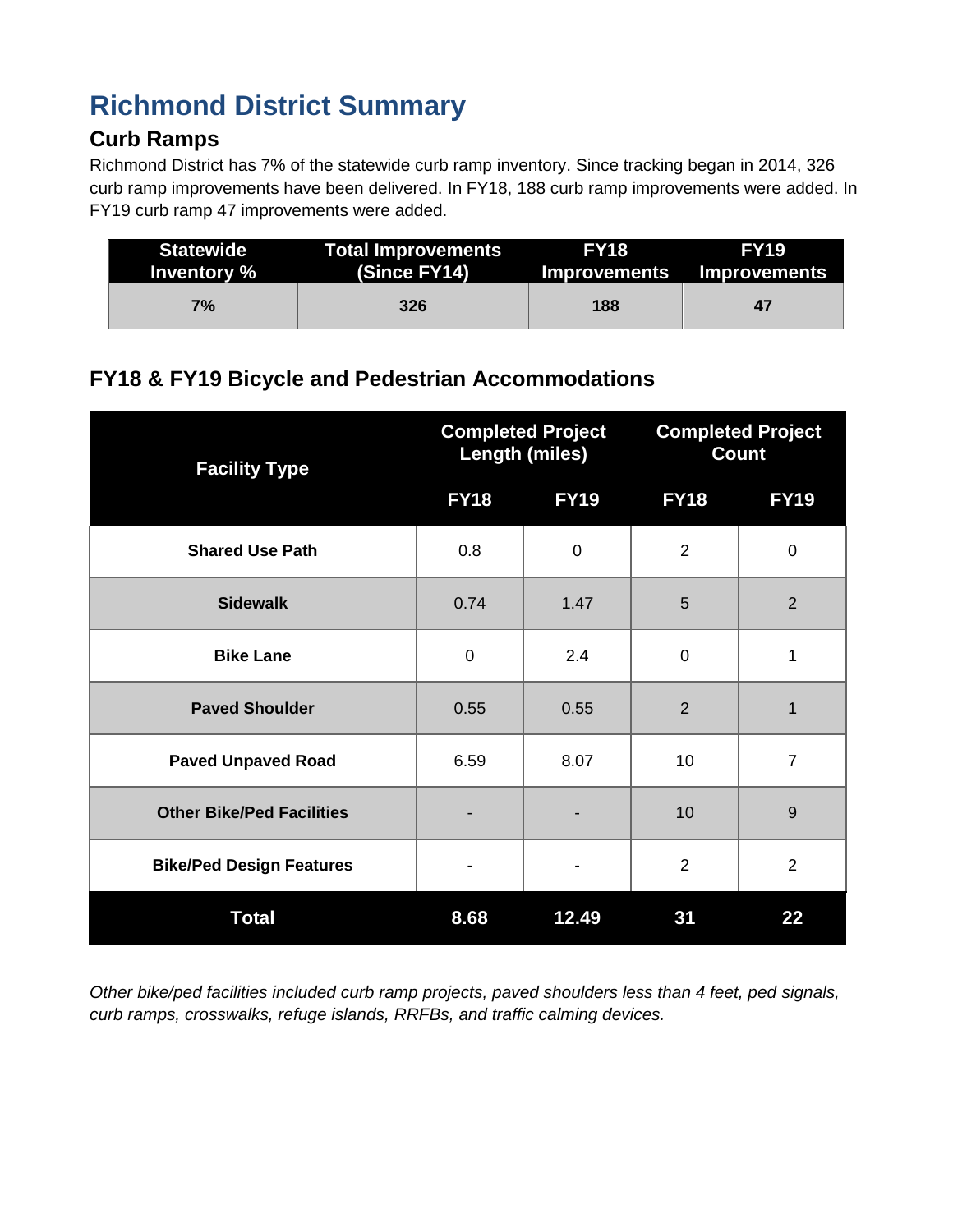# Richmond District Summary

## Curb Ramps

Richmond District has 7% of the statewide curb ramp inventory. Since tracking began in 2014, 326 curb ramp improvements have been delivered. In FY18, 188 curb ramp improvements were added. In FY19 curb ramp 47 improvements were added.

| Statewide Inventory % | Total Improvements (Since FY14) | FY18 Improvements | FY19 Improvements |
|---|---|---|---|
| 7% | 326 | 188 | 47 |

## FY18 & FY19 Bicycle and Pedestrian Accommodations

| Facility Type | Completed Project Length (miles) | | Completed Project Count | |
|---|---|---|---|---|
| | FY18 | FY19 | FY18 | FY19 |
| Shared Use Path | 0.8 | 0 | 2 | 0 |
| Sidewalk | 0.74 | 1.47 | 5 | 2 |
| Bike Lane | 0 | 2.4 | 0 | 1 |
| Paved Shoulder | 0.55 | 0.55 | 2 | 1 |
| Paved Unpaved Road | 6.59 | 8.07 | 10 | 7 |
| Other Bike/Ped Facilities | - | - | 10 | 9 |
| Bike/Ped Design Features | - | - | 2 | 2 |
| **Total** | **8.68** | **12.49** | **31** | **22** |

*Other bike/ped facilities included curb ramp projects, paved shoulders less than 4 feet, ped signals, curb ramps, crosswalks, refuge islands, RRFBs, and traffic calming devices.*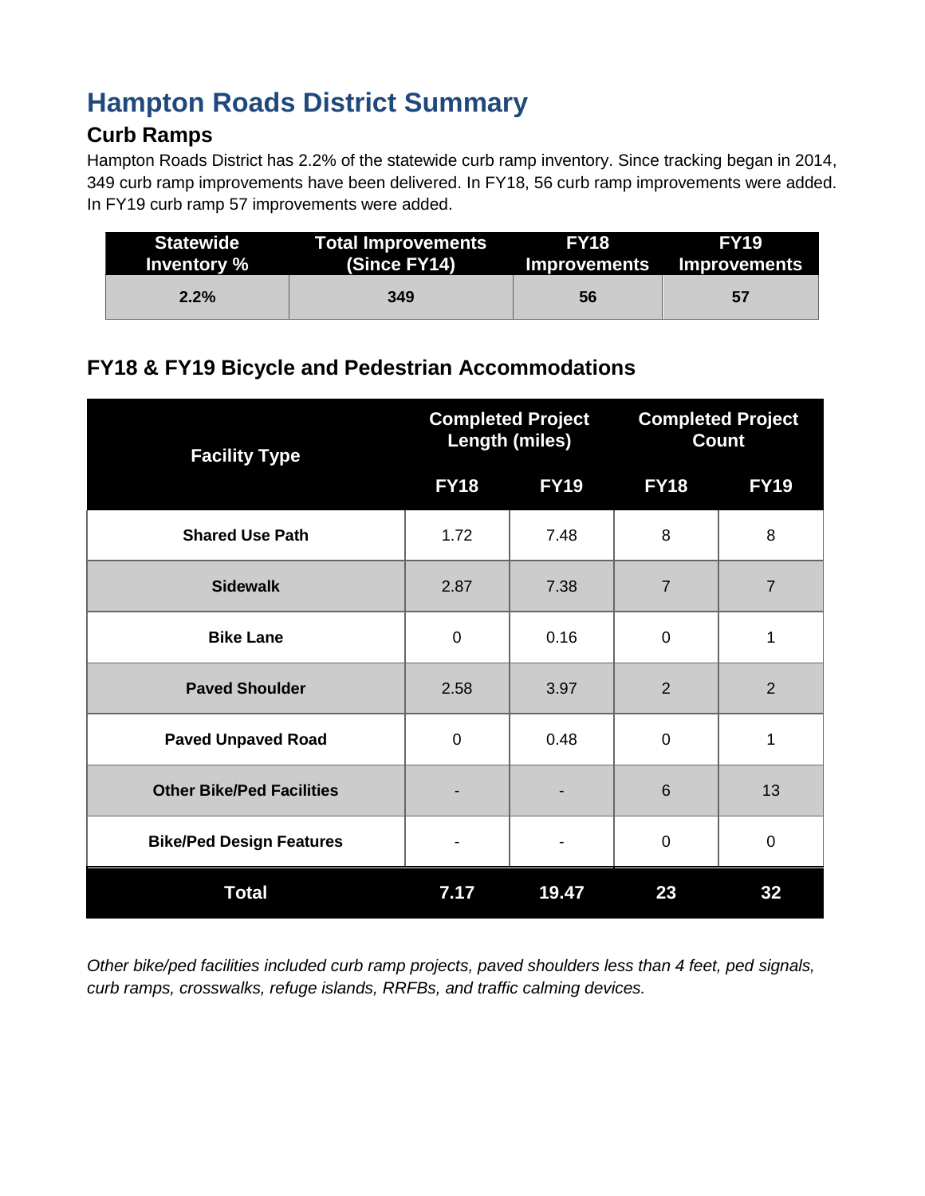# Hampton Roads District Summary

## Curb Ramps

Hampton Roads District has 2.2% of the statewide curb ramp inventory. Since tracking began in 2014, 349 curb ramp improvements have been delivered. In FY18, 56 curb ramp improvements were added. In FY19 curb ramp 57 improvements were added.

| Statewide Inventory % | Total Improvements (Since FY14) | FY18 Improvements | FY19 Improvements |
|---|---|---|---|
| 2.2% | 349 | 56 | 57 |

## FY18 & FY19 Bicycle and Pedestrian Accommodations

| Facility Type | Completed Project Length (miles) | | Completed Project Count | |
|---|---|---|---|---|
| | FY18 | FY19 | FY18 | FY19 |
| **Shared Use Path** | 1.72 | 7.48 | 8 | 8 |
| **Sidewalk** | 2.87 | 7.38 | 7 | 7 |
| **Bike Lane** | 0 | 0.16 | 0 | 1 |
| **Paved Shoulder** | 2.58 | 3.97 | 2 | 2 |
| **Paved Unpaved Road** | 0 | 0.48 | 0 | 1 |
| **Other Bike/Ped Facilities** | - | - | 6 | 13 |
| **Bike/Ped Design Features** | - | - | 0 | 0 |
| **Total** | **7.17** | **19.47** | **23** | **32** |

*Other bike/ped facilities included curb ramp projects, paved shoulders less than 4 feet, ped signals, curb ramps, crosswalks, refuge islands, RRFBs, and traffic calming devices.*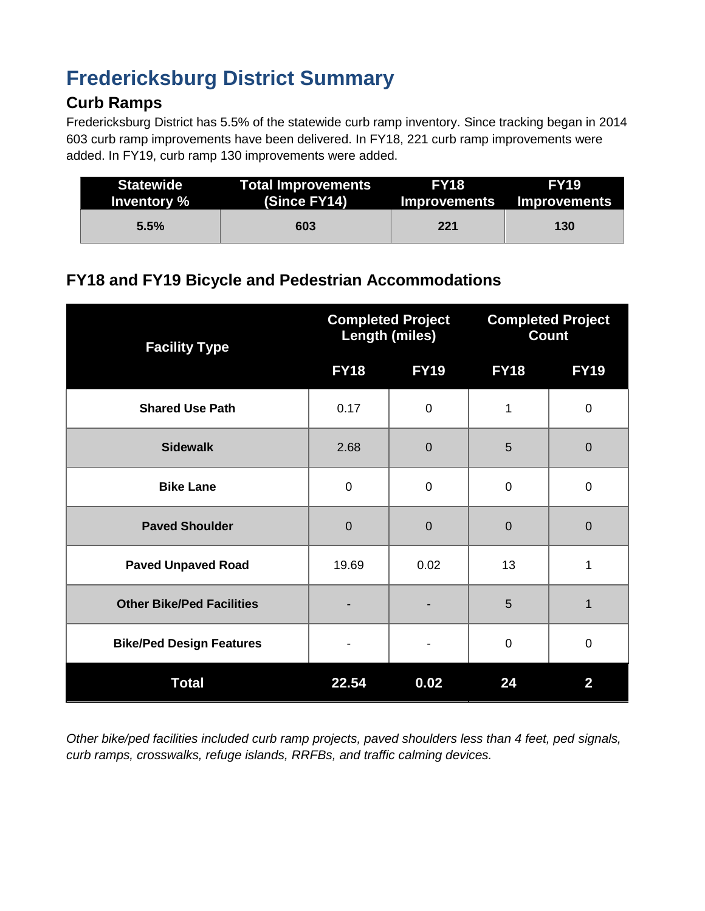# Fredericksburg District Summary

## Curb Ramps

Fredericksburg District has 5.5% of the statewide curb ramp inventory. Since tracking began in 2014 603 curb ramp improvements have been delivered. In FY18, 221 curb ramp improvements were added. In FY19, curb ramp 130 improvements were added.

| Statewide Inventory % | Total Improvements (Since FY14) | FY18 Improvements | FY19 Improvements |
|---|---|---|---|
| 5.5% | 603 | 221 | 130 |

## FY18 and FY19 Bicycle and Pedestrian Accommodations

| Facility Type | Completed Project Length (miles) | | Completed Project Count | |
|---|---|---|---|---|
| | FY18 | FY19 | FY18 | FY19 |
| **Shared Use Path** | 0.17 | 0 | 1 | 0 |
| **Sidewalk** | 2.68 | 0 | 5 | 0 |
| **Bike Lane** | 0 | 0 | 0 | 0 |
| **Paved Shoulder** | 0 | 0 | 0 | 0 |
| **Paved Unpaved Road** | 19.69 | 0.02 | 13 | 1 |
| **Other Bike/Ped Facilities** | - | - | 5 | 1 |
| **Bike/Ped Design Features** | - | - | 0 | 0 |
| **Total** | **22.54** | **0.02** | **24** | **2** |

*Other bike/ped facilities included curb ramp projects, paved shoulders less than 4 feet, ped signals, curb ramps, crosswalks, refuge islands, RRFBs, and traffic calming devices.*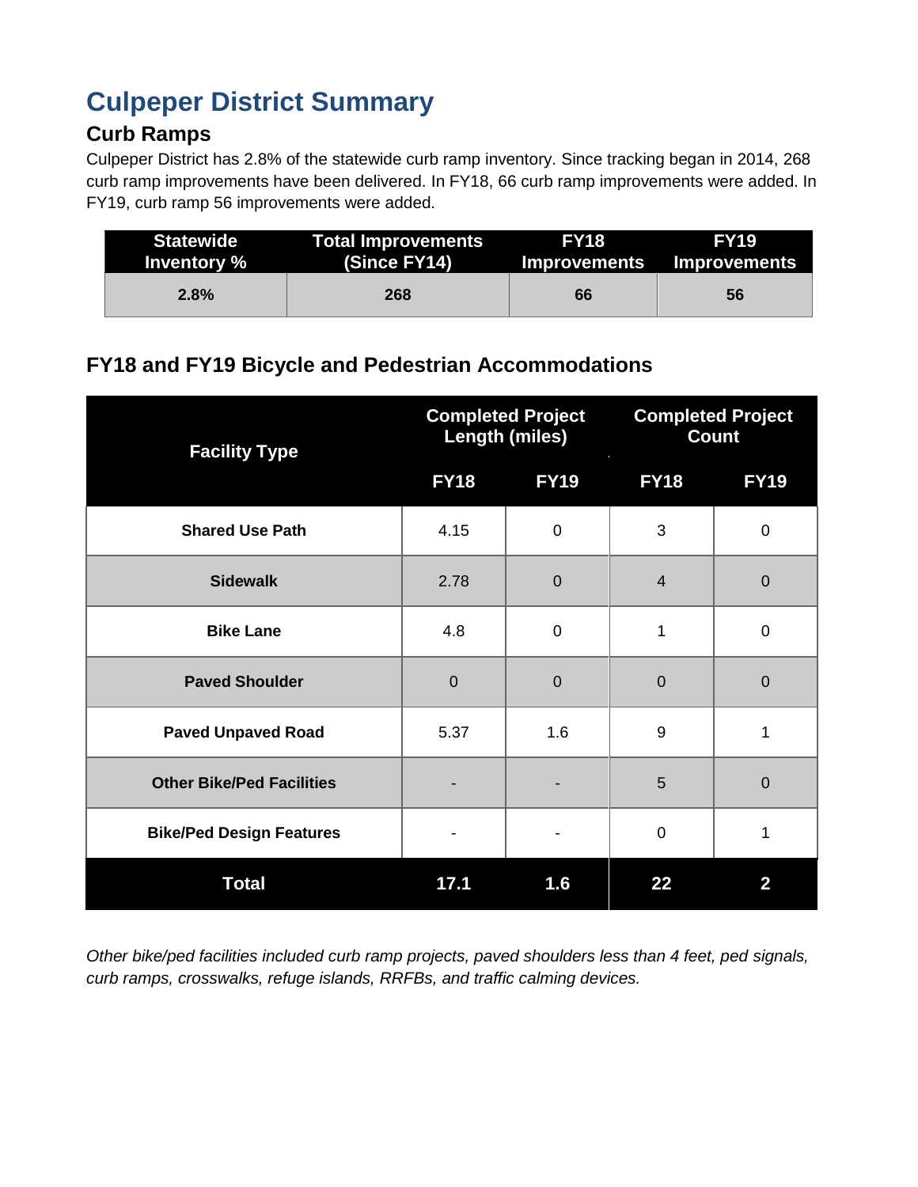# Culpeper District Summary

## Curb Ramps

Culpeper District has 2.8% of the statewide curb ramp inventory. Since tracking began in 2014, 268 curb ramp improvements have been delivered. In FY18, 66 curb ramp improvements were added. In FY19, curb ramp 56 improvements were added.

| Statewide Inventory % | Total Improvements (Since FY14) | FY18 Improvements | FY19 Improvements |
|---|---|---|---|
| 2.8% | 268 | 66 | 56 |

## FY18 and FY19 Bicycle and Pedestrian Accommodations

| Facility Type | Completed Project Length (miles) | | Completed Project Count | |
|---|---|---|---|---|
| | FY18 | FY19 | FY18 | FY19 |
| **Shared Use Path** | 4.15 | 0 | 3 | 0 |
| **Sidewalk** | 2.78 | 0 | 4 | 0 |
| **Bike Lane** | 4.8 | 0 | 1 | 0 |
| **Paved Shoulder** | 0 | 0 | 0 | 0 |
| **Paved Unpaved Road** | 5.37 | 1.6 | 9 | 1 |
| **Other Bike/Ped Facilities** | - | - | 5 | 0 |
| **Bike/Ped Design Features** | - | - | 0 | 1 |
| **Total** | **17.1** | **1.6** | **22** | **2** |

*Other bike/ped facilities included curb ramp projects, paved shoulders less than 4 feet, ped signals, curb ramps, crosswalks, refuge islands, RRFBs, and traffic calming devices.*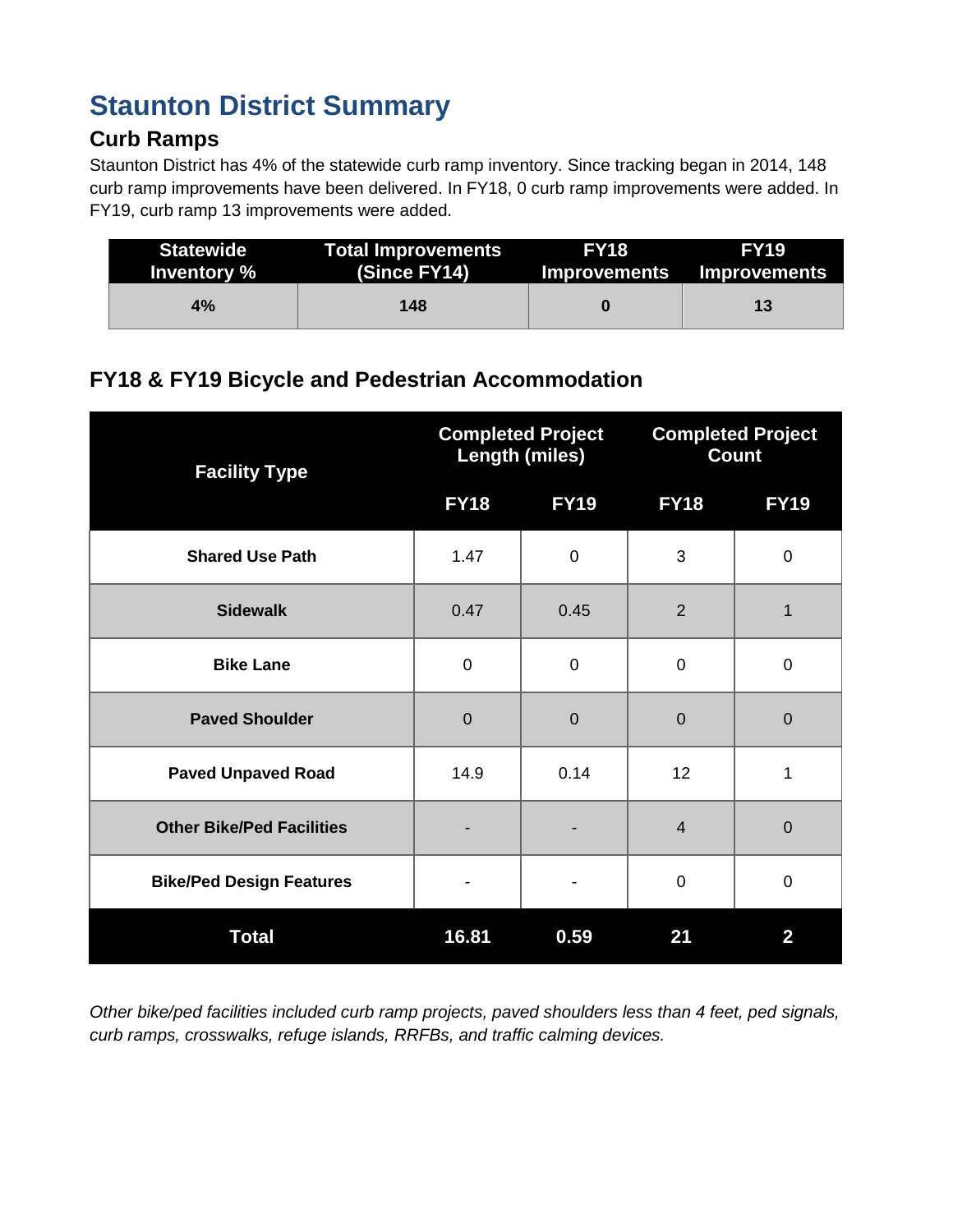# Staunton District Summary

## Curb Ramps

Staunton District has 4% of the statewide curb ramp inventory. Since tracking began in 2014, 148 curb ramp improvements have been delivered. In FY18, 0 curb ramp improvements were added. In FY19, curb ramp 13 improvements were added.

| Statewide Inventory % | Total Improvements (Since FY14) | FY18 Improvements | FY19 Improvements |
|---|---|---|---|
| 4% | 148 | 0 | 13 |

## FY18 & FY19 Bicycle and Pedestrian Accommodation

| Facility Type | Completed Project Length (miles) | | Completed Project Count | |
|---|---|---|---|---|
| | FY18 | FY19 | FY18 | FY19 |
| **Shared Use Path** | 1.47 | 0 | 3 | 0 |
| **Sidewalk** | 0.47 | 0.45 | 2 | 1 |
| **Bike Lane** | 0 | 0 | 0 | 0 |
| **Paved Shoulder** | 0 | 0 | 0 | 0 |
| **Paved Unpaved Road** | 14.9 | 0.14 | 12 | 1 |
| **Other Bike/Ped Facilities** | - | - | 4 | 0 |
| **Bike/Ped Design Features** | - | - | 0 | 0 |
| **Total** | **16.81** | **0.59** | **21** | **2** |

*Other bike/ped facilities included curb ramp projects, paved shoulders less than 4 feet, ped signals, curb ramps, crosswalks, refuge islands, RRFBs, and traffic calming devices.*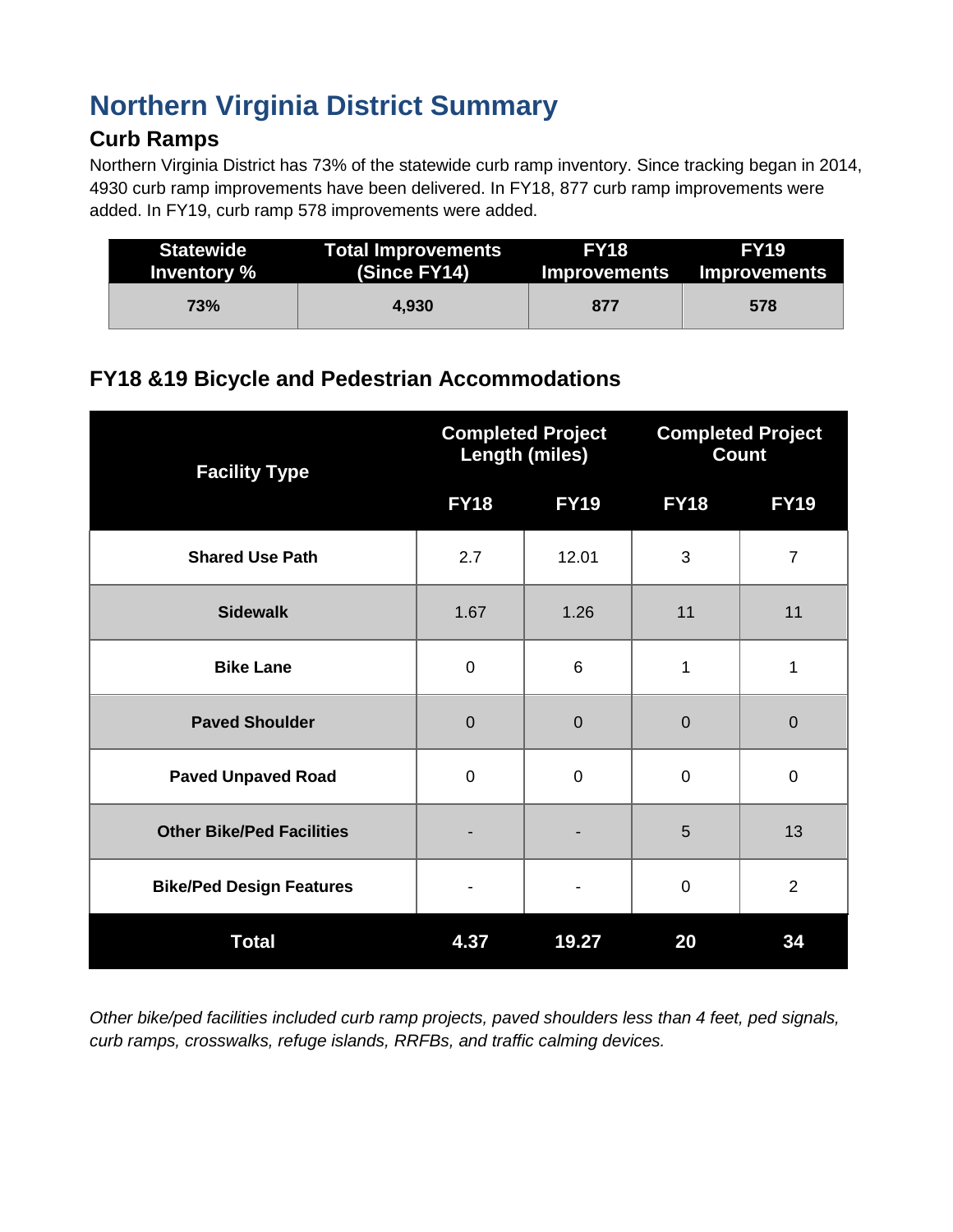# Northern Virginia District Summary

## Curb Ramps

Northern Virginia District has 73% of the statewide curb ramp inventory. Since tracking began in 2014, 4930 curb ramp improvements have been delivered. In FY18, 877 curb ramp improvements were added. In FY19, curb ramp 578 improvements were added.

| Statewide Inventory % | Total Improvements (Since FY14) | FY18 Improvements | FY19 Improvements |
|---|---|---|---|
| 73% | 4,930 | 877 | 578 |

## FY18 &19 Bicycle and Pedestrian Accommodations

| Facility Type | Completed Project Length (miles) | | Completed Project Count | |
|---|---|---|---|---|
| | FY18 | FY19 | FY18 | FY19 |
| Shared Use Path | 2.7 | 12.01 | 3 | 7 |
| Sidewalk | 1.67 | 1.26 | 11 | 11 |
| Bike Lane | 0 | 6 | 1 | 1 |
| Paved Shoulder | 0 | 0 | 0 | 0 |
| Paved Unpaved Road | 0 | 0 | 0 | 0 |
| Other Bike/Ped Facilities | - | - | 5 | 13 |
| Bike/Ped Design Features | - | - | 0 | 2 |
| **Total** | **4.37** | **19.27** | **20** | **34** |

*Other bike/ped facilities included curb ramp projects, paved shoulders less than 4 feet, ped signals, curb ramps, crosswalks, refuge islands, RRFBs, and traffic calming devices.*